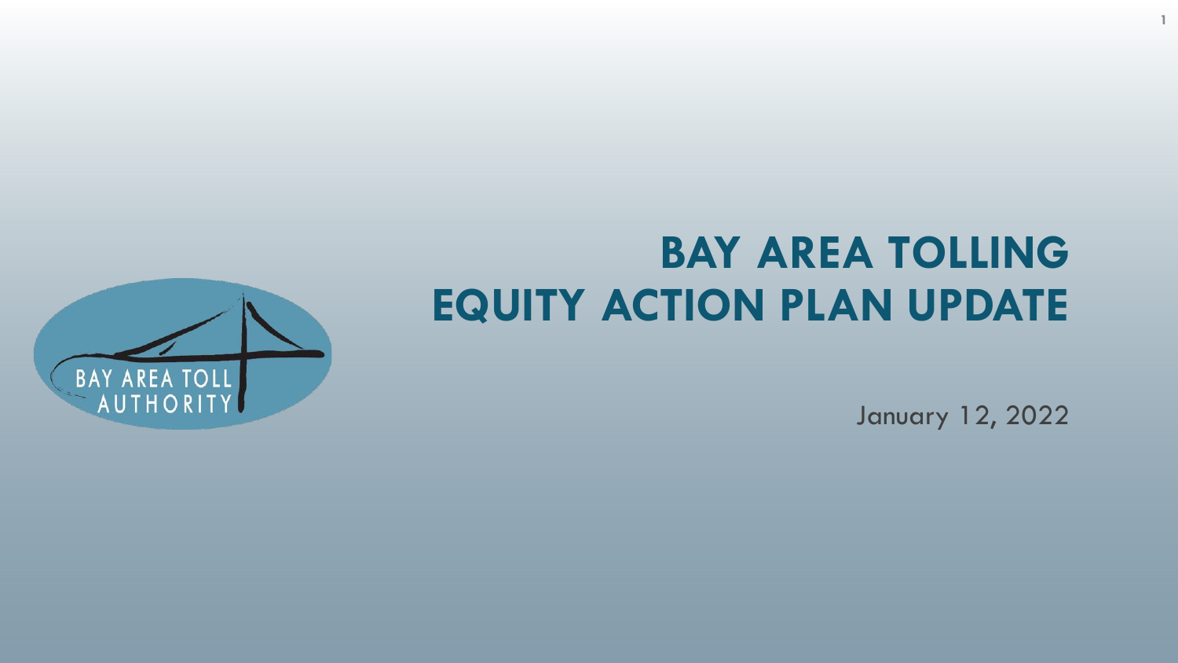# BAY AREA TOLLING EQUITY ACTION PLAN UPDATE

January 12, 2022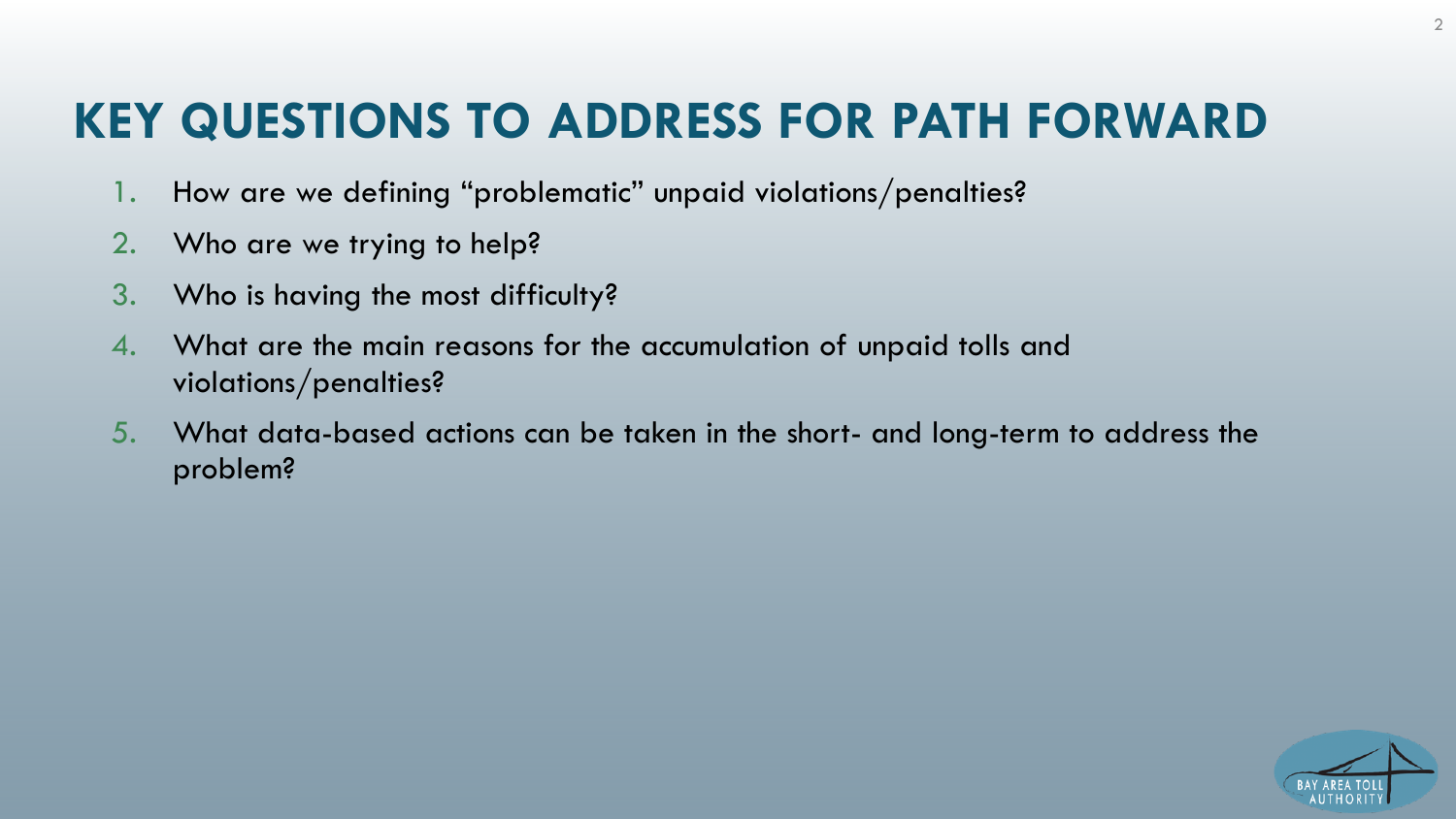# KEY QUESTIONS TO ADDRESS FOR PATH FORWARD

1. How are we defining "problematic" unpaid violations/penalties?
2. Who are we trying to help?
3. Who is having the most difficulty?
4. What are the main reasons for the accumulation of unpaid tolls and violations/penalties?
5. What data-based actions can be taken in the short- and long-term to address the problem?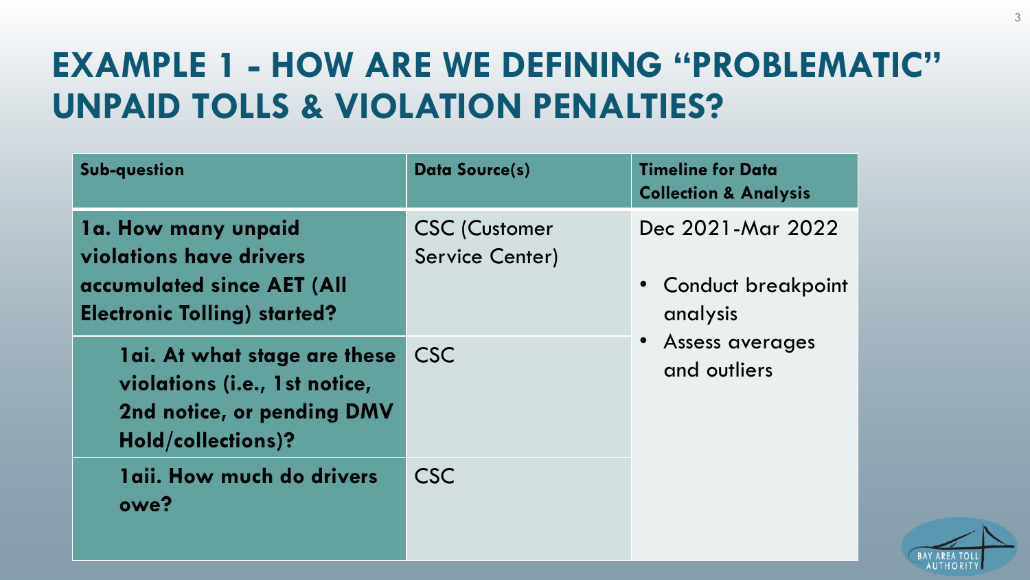# EXAMPLE 1 - HOW ARE WE DEFINING "PROBLEMATIC" UNPAID TOLLS & VIOLATION PENALTIES?

| Sub-question | Data Source(s) | Timeline for Data Collection & Analysis |
|---|---|---|
| **1a. How many unpaid violations have drivers accumulated since AET (All Electronic Tolling) started?** | CSC (Customer Service Center) | Dec 2021-Mar 2022<br>• Conduct breakpoint analysis<br>• Assess averages and outliers |
| **1ai. At what stage are these violations (i.e., 1st notice, 2nd notice, or pending DMV Hold/collections)?** | CSC | |
| **1aii. How much do drivers owe?** | CSC | |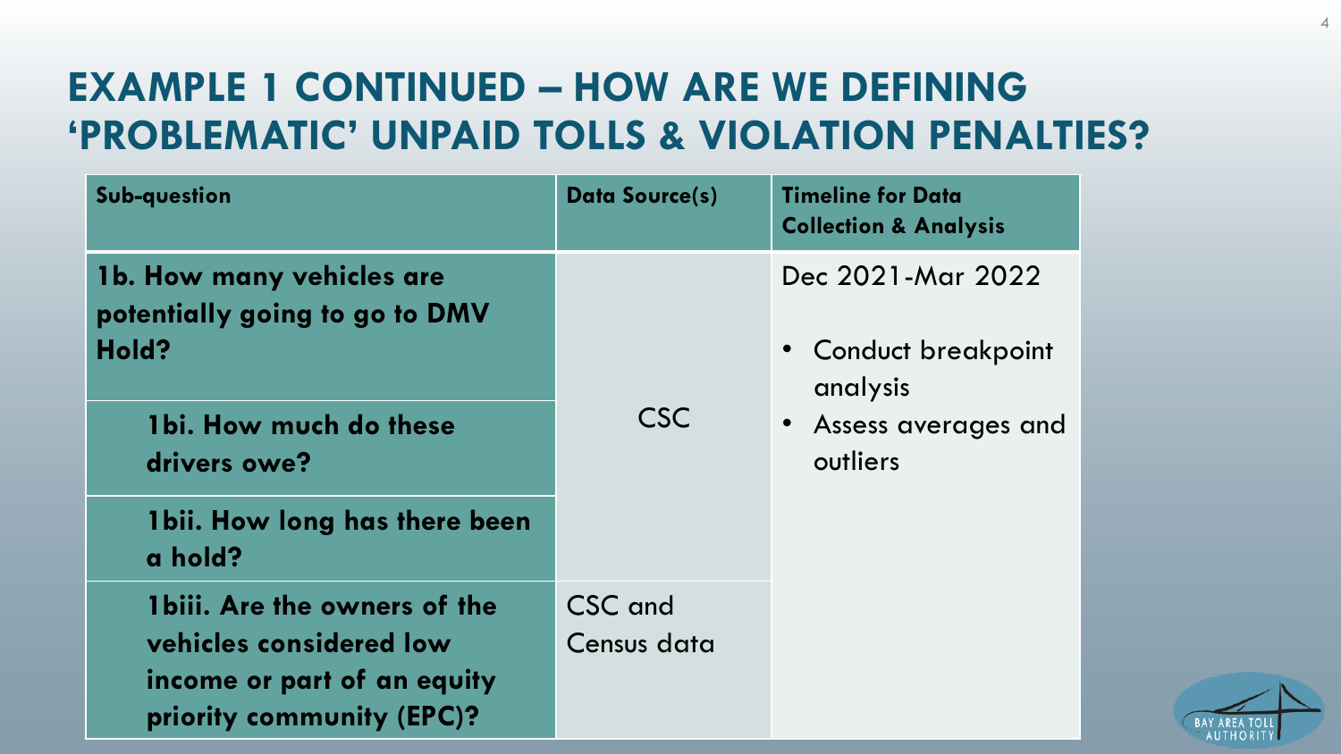# EXAMPLE 1 CONTINUED – HOW ARE WE DEFINING 'PROBLEMATIC' UNPAID TOLLS & VIOLATION PENALTIES?

| Sub-question | Data Source(s) | Timeline for Data Collection & Analysis |
| --- | --- | --- |
| **1b. How many vehicles are potentially going to go to DMV Hold?** | CSC | Dec 2021-Mar 2022<br>• Conduct breakpoint analysis<br>• Assess averages and outliers |
| **1bi. How much do these drivers owe?** | | |
| **1bii. How long has there been a hold?** | | |
| **1biii. Are the owners of the vehicles considered low income or part of an equity priority community (EPC)?** | CSC and Census data | |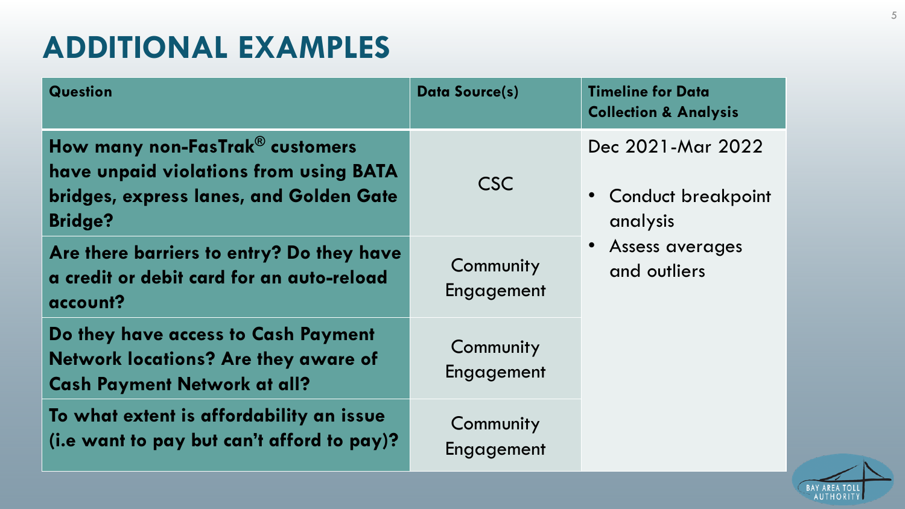# ADDITIONAL EXAMPLES

| Question | Data Source(s) | Timeline for Data Collection & Analysis |
|---|---|---|
| **How many non-FasTrak® customers have unpaid violations from using BATA bridges, express lanes, and Golden Gate Bridge?** | CSC | Dec 2021-Mar 2022<br>• Conduct breakpoint analysis<br>• Assess averages and outliers |
| **Are there barriers to entry? Do they have a credit or debit card for an auto-reload account?** | Community Engagement | |
| **Do they have access to Cash Payment Network locations? Are they aware of Cash Payment Network at all?** | Community Engagement | |
| **To what extent is affordability an issue (i.e want to pay but can't afford to pay)?** | Community Engagement | |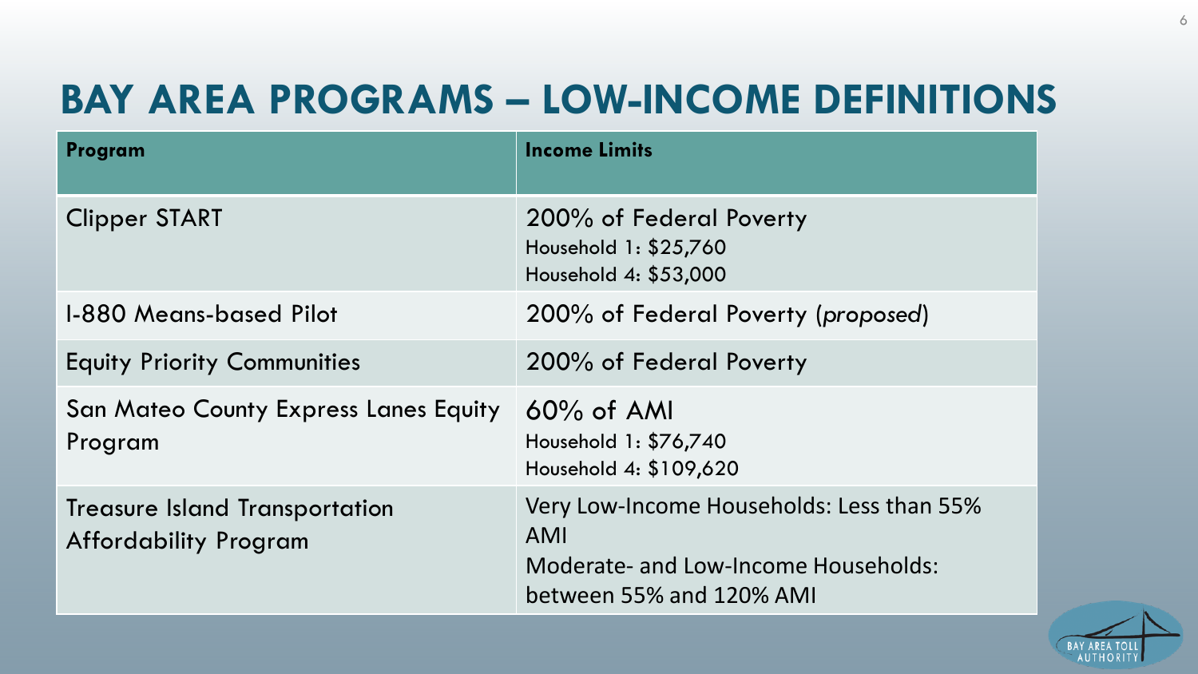# BAY AREA PROGRAMS – LOW-INCOME DEFINITIONS

| Program | Income Limits |
|---|---|
| Clipper START | 200% of Federal Poverty<br>Household 1: $25,760<br>Household 4: $53,000 |
| I-880 Means-based Pilot | 200% of Federal Poverty (*proposed*) |
| Equity Priority Communities | 200% of Federal Poverty |
| San Mateo County Express Lanes Equity Program | 60% of AMI<br>Household 1: $76,740<br>Household 4: $109,620 |
| Treasure Island Transportation Affordability Program | Very Low-Income Households: Less than 55% AMI<br>Moderate- and Low-Income Households: between 55% and 120% AMI |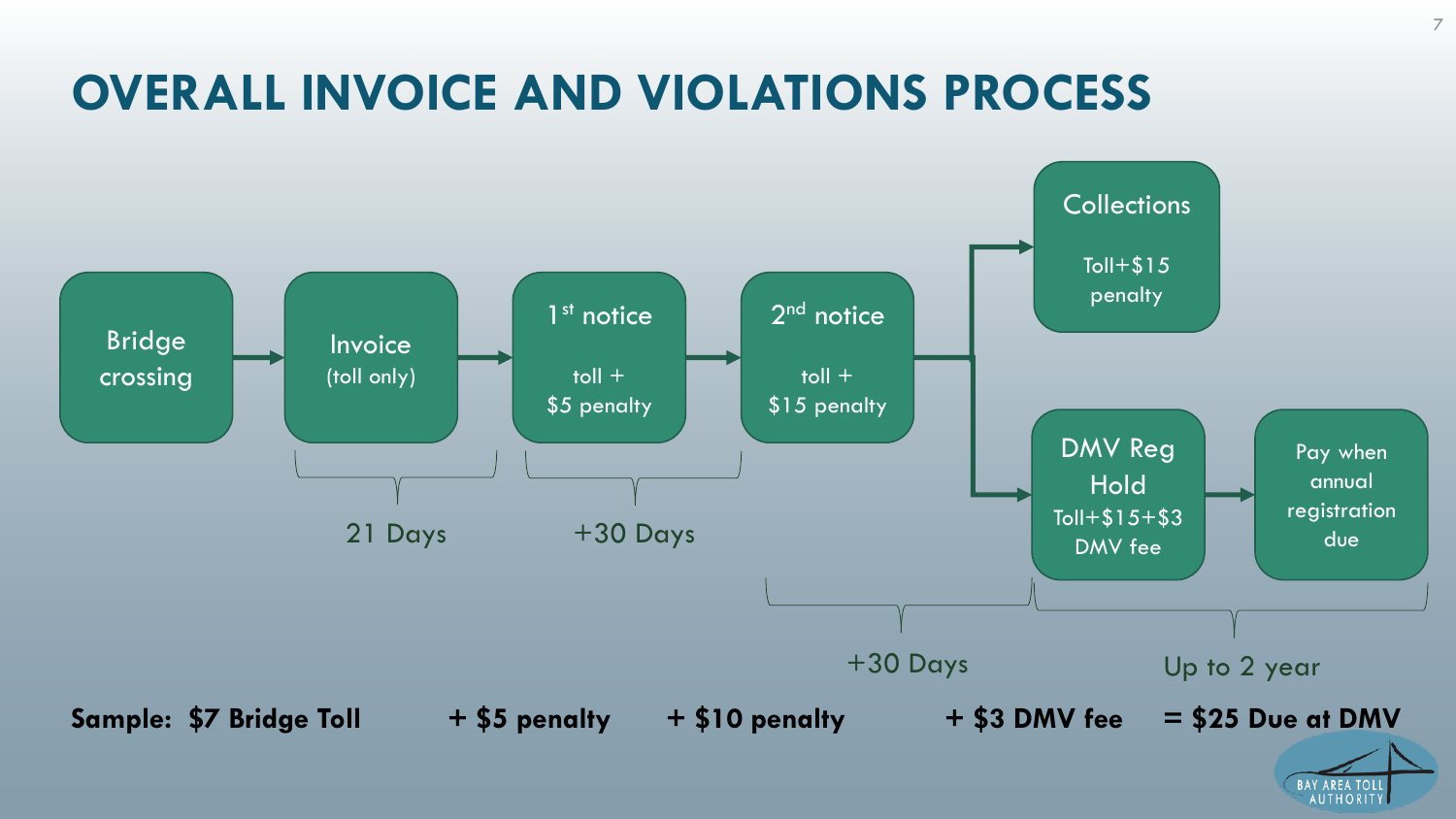# OVERALL INVOICE AND VIOLATIONS PROCESS

- **Bridge crossing**
- **Invoice** (toll only) — 21 Days
- **1st notice**: toll + $5 penalty — +30 Days
- **2nd notice**: toll + $15 penalty — +30 Days
  - **Collections**: Toll+$15 penalty
  - **DMV Reg Hold**: Toll+$15+$3 DMV fee → **Pay when annual registration due** — Up to 2 year

**Sample: $7 Bridge Toll + $5 penalty + $10 penalty + $3 DMV fee = $25 Due at DMV**

BAY AREA TOLL AUTHORITY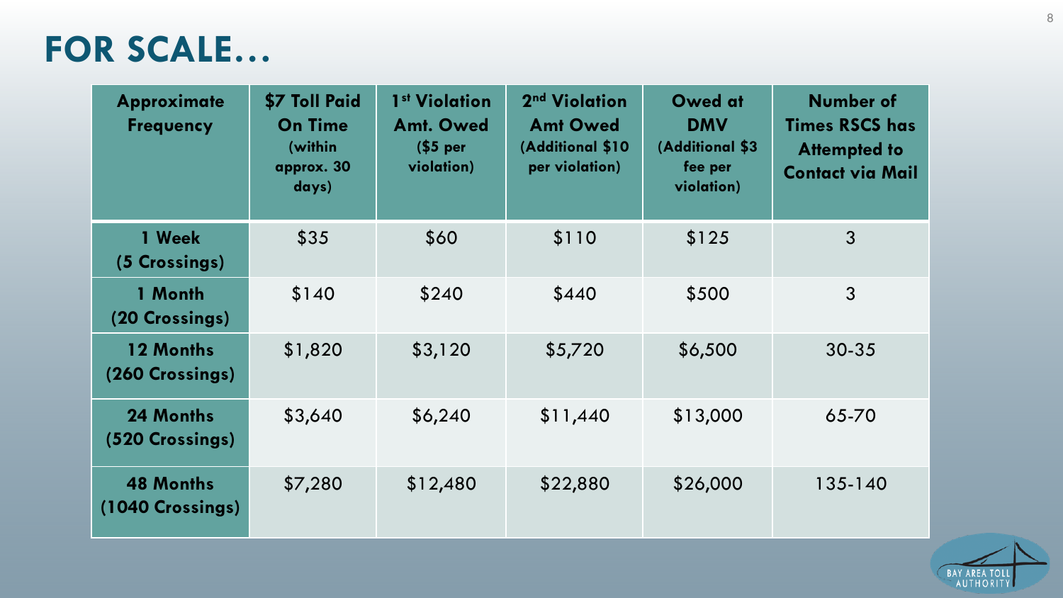# FOR SCALE…

| Approximate Frequency | $7 Toll Paid On Time (within approx. 30 days) | 1st Violation Amt. Owed ($5 per violation) | 2nd Violation Amt Owed (Additional $10 per violation) | Owed at DMV (Additional $3 fee per violation) | Number of Times RSCS has Attempted to Contact via Mail |
|---|---|---|---|---|---|
| 1 Week (5 Crossings) | $35 | $60 | $110 | $125 | 3 |
| 1 Month (20 Crossings) | $140 | $240 | $440 | $500 | 3 |
| 12 Months (260 Crossings) | $1,820 | $3,120 | $5,720 | $6,500 | 30-35 |
| 24 Months (520 Crossings) | $3,640 | $6,240 | $11,440 | $13,000 | 65-70 |
| 48 Months (1040 Crossings) | $7,280 | $12,480 | $22,880 | $26,000 | 135-140 |

BAY AREA TOLL AUTHORITY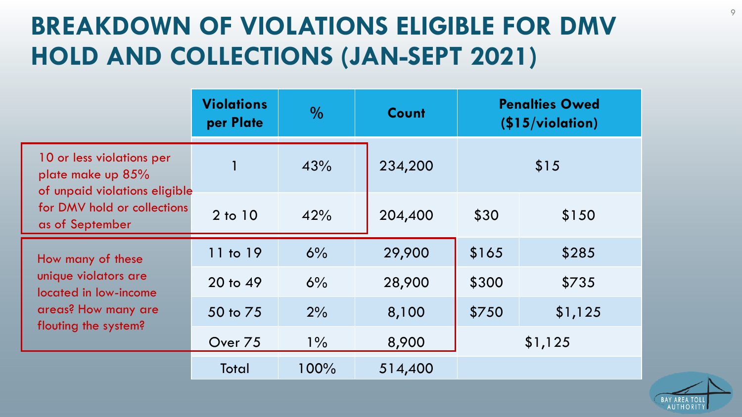# BREAKDOWN OF VIOLATIONS ELIGIBLE FOR DMV HOLD AND COLLECTIONS (JAN-SEPT 2021)

10 or less violations per plate make up 85% of unpaid violations eligible for DMV hold or collections as of September

How many of these unique violators are located in low-income areas? How many are flouting the system?

| Violations per Plate | % | Count | Penalties Owed ($15/violation) | |
|---|---|---|---|---|
| 1 | 43% | 234,200 | $15 | |
| 2 to 10 | 42% | 204,400 | $30 | $150 |
| 11 to 19 | 6% | 29,900 | $165 | $285 |
| 20 to 49 | 6% | 28,900 | $300 | $735 |
| 50 to 75 | 2% | 8,100 | $750 | $1,125 |
| Over 75 | 1% | 8,900 | $1,125 | |
| Total | 100% | 514,400 | | |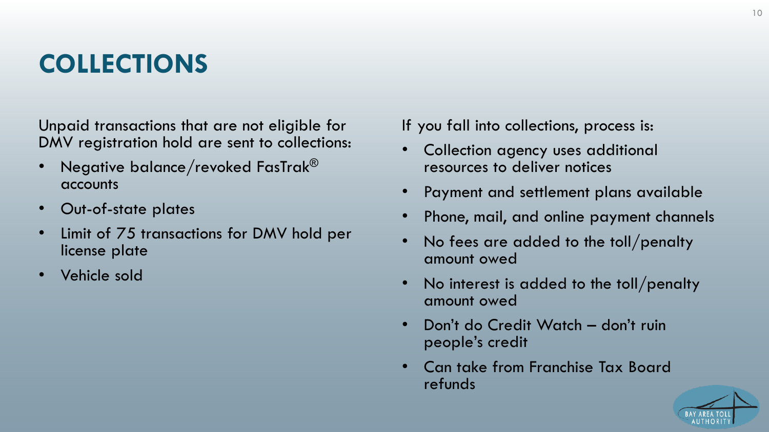# COLLECTIONS

Unpaid transactions that are not eligible for DMV registration hold are sent to collections:

- Negative balance/revoked FasTrak® accounts
- Out-of-state plates
- Limit of 75 transactions for DMV hold per license plate
- Vehicle sold

If you fall into collections, process is:

- Collection agency uses additional resources to deliver notices
- Payment and settlement plans available
- Phone, mail, and online payment channels
- No fees are added to the toll/penalty amount owed
- No interest is added to the toll/penalty amount owed
- Don't do Credit Watch – don't ruin people's credit
- Can take from Franchise Tax Board refunds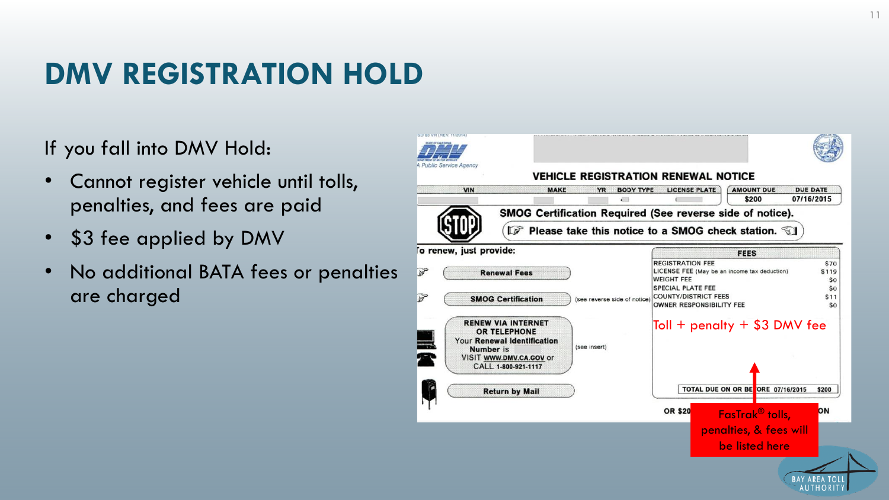# DMV REGISTRATION HOLD

If you fall into DMV Hold:

- Cannot register vehicle until tolls, penalties, and fees are paid
- $3 fee applied by DMV
- No additional BATA fees or penalties are charged

DMV — A Public Service Agency

**VEHICLE REGISTRATION RENEWAL NOTICE**

| VIN | MAKE | YR | BODY TYPE | LICENSE PLATE | AMOUNT DUE | DUE DATE |
|---|---|---|---|---|---|---|
| | | | | | $200 | 07/16/2015 |

**SMOG Certification Required (See reverse side of notice).**

**Please take this notice to a SMOG check station.**

**To renew, just provide:**

- Renewal Fees
- SMOG Certification (see reverse side of notice)
- RENEW VIA INTERNET OR TELEPHONE — Your Renewal Identification Number is — VISIT WWW.DMV.CA.GOV or CALL 1-800-921-1117 (see insert)
- Return by Mail

| FEES | |
|---|---|
| REGISTRATION FEE | $70 |
| LICENSE FEE (May be an income tax deduction) | $119 |
| WEIGHT FEE | $0 |
| SPECIAL PLATE FEE | $0 |
| COUNTY/DISTRICT FEES | $11 |
| OWNER RESPONSIBILITY FEE | $0 |

Toll + penalty + $3 DMV fee

TOTAL DUE ON OR BEFORE 07/16/2015 $200

FasTrak® tolls, penalties, & fees will be listed here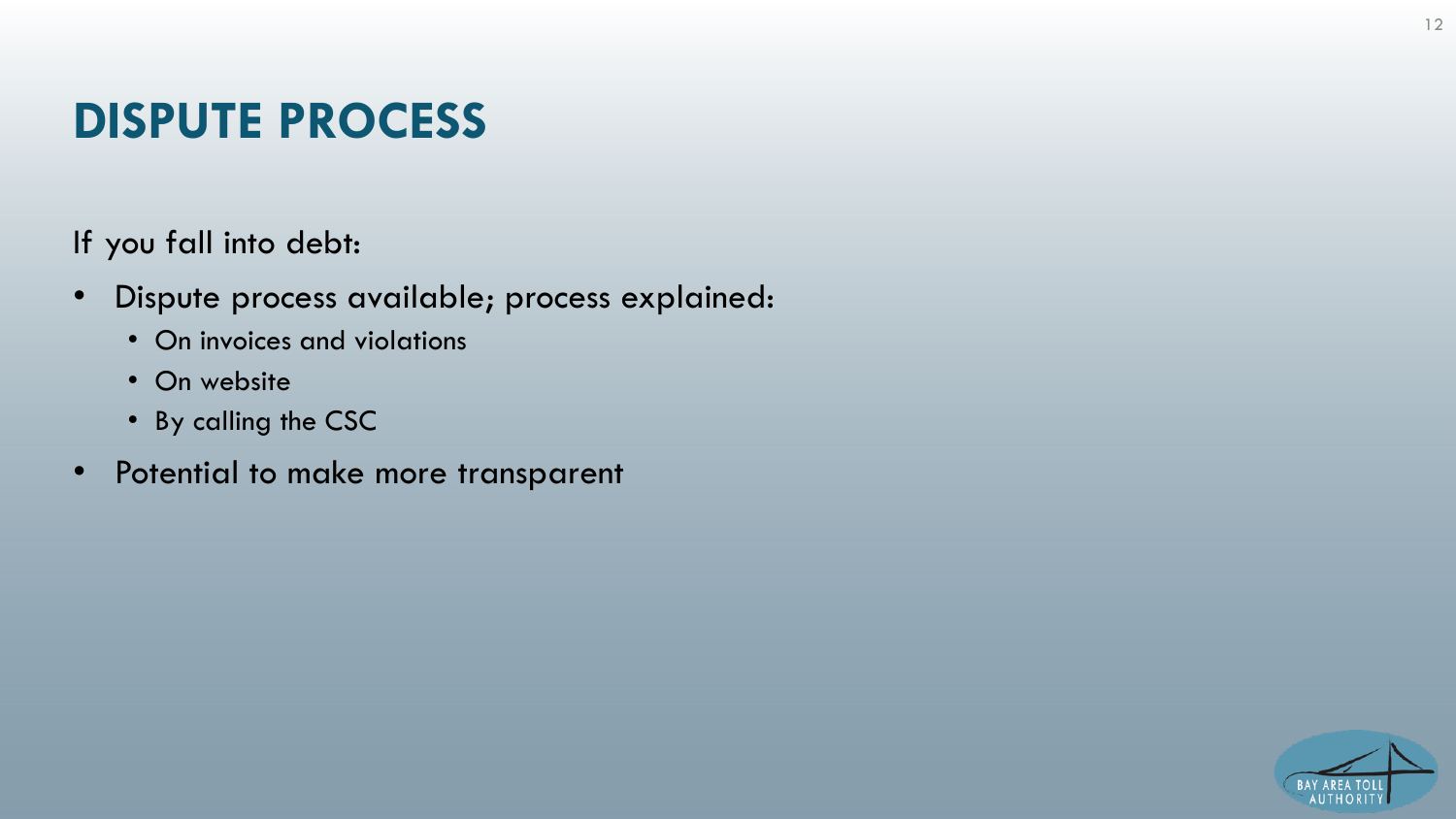# DISPUTE PROCESS

If you fall into debt:

- Dispute process available; process explained:
  - On invoices and violations
  - On website
  - By calling the CSC
- Potential to make more transparent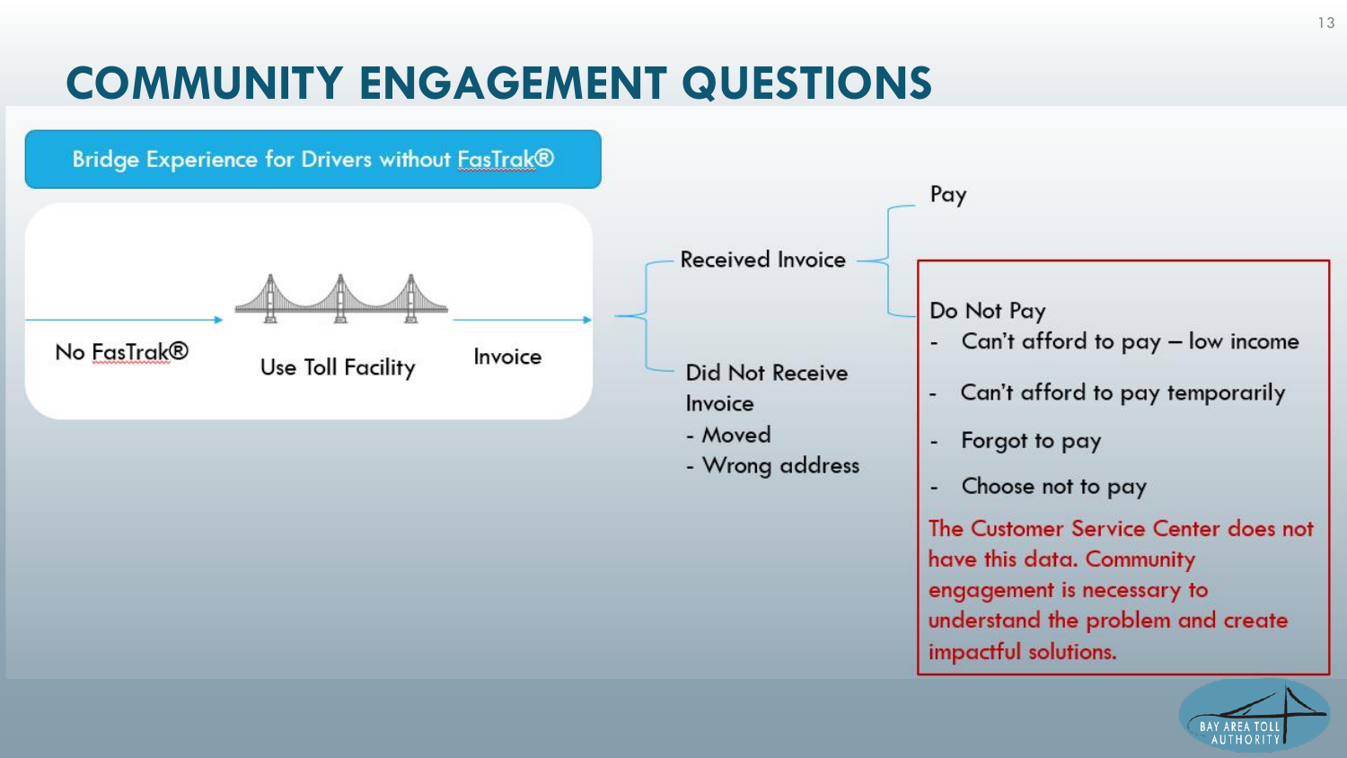# COMMUNITY ENGAGEMENT QUESTIONS

**Bridge Experience for Drivers without FasTrak®**

No FasTrak® → Use Toll Facility → Invoice

- Received Invoice
  - Pay
  - Do Not Pay
    - Can't afford to pay – low income
    - Can't afford to pay temporarily
    - Forgot to pay
    - Choose not to pay
- Did Not Receive Invoice
  - Moved
  - Wrong address

The Customer Service Center does not have this data. Community engagement is necessary to understand the problem and create impactful solutions.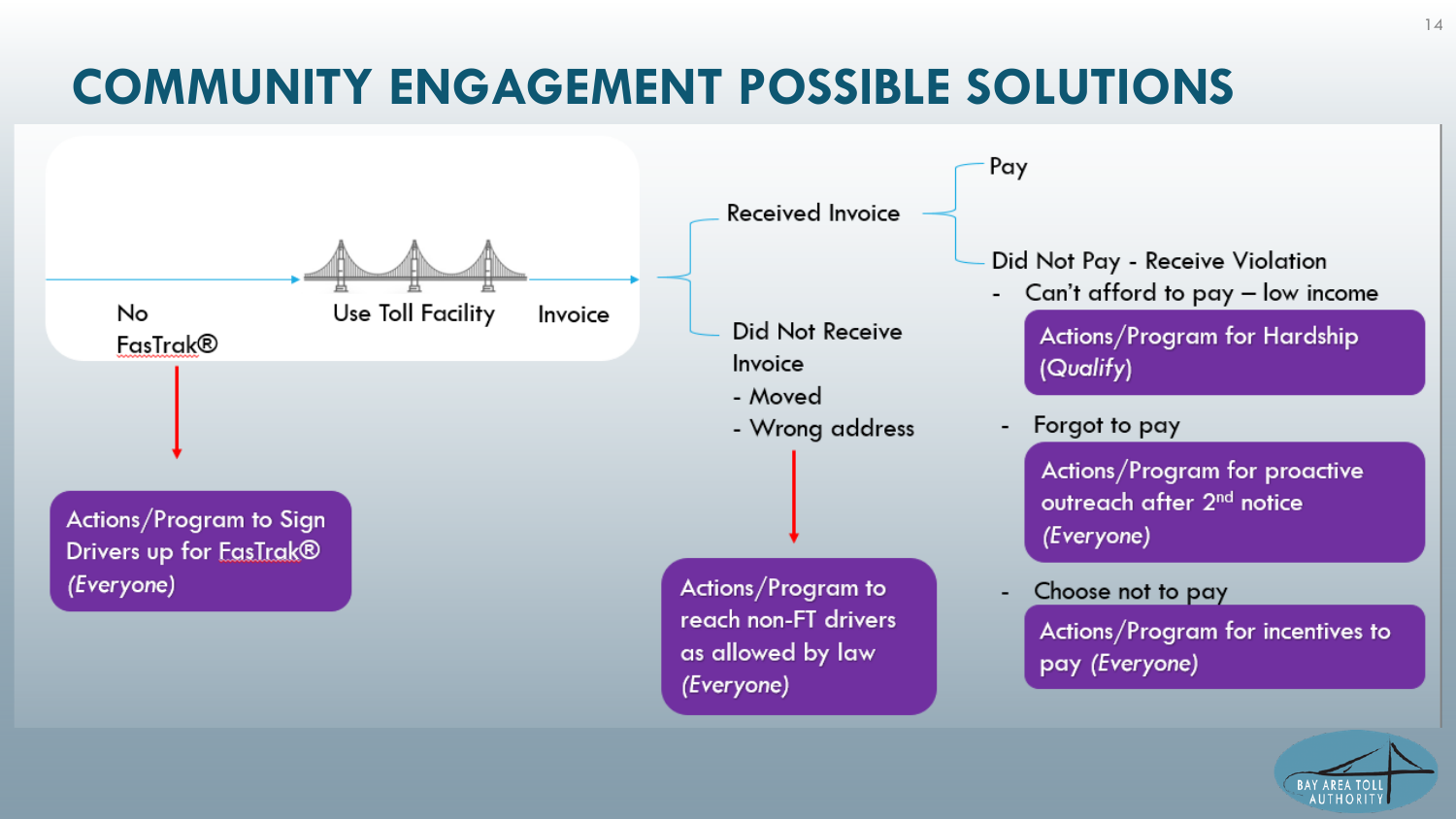# COMMUNITY ENGAGEMENT POSSIBLE SOLUTIONS

No FasTrak® → Use Toll Facility → Invoice

- **Actions/Program to Sign Drivers up for FasTrak®** *(Everyone)*

**Received Invoice**

- Pay
- Did Not Pay - Receive Violation
  - Can't afford to pay – low income
    - **Actions/Program for Hardship** *(Qualify)*
  - Forgot to pay
    - **Actions/Program for proactive outreach after 2nd notice** *(Everyone)*
  - Choose not to pay
    - **Actions/Program for incentives to pay** *(Everyone)*

**Did Not Receive Invoice**

- Moved
- Wrong address

- **Actions/Program to reach non-FT drivers as allowed by law** *(Everyone)*

BAY AREA TOLL AUTHORITY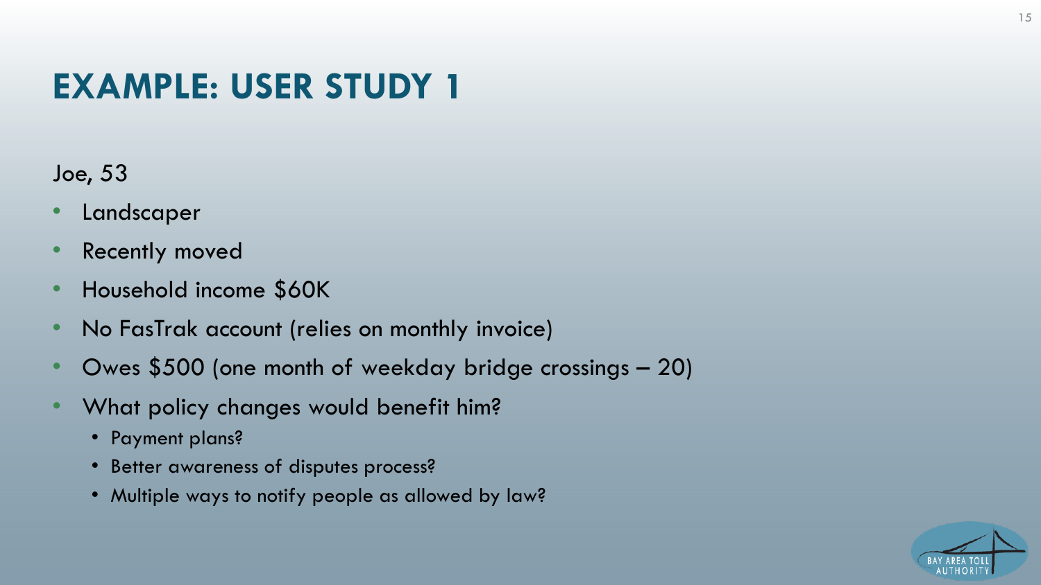# EXAMPLE: USER STUDY 1

Joe, 53

- Landscaper
- Recently moved
- Household income $60K
- No FasTrak account (relies on monthly invoice)
- Owes $500 (one month of weekday bridge crossings – 20)
- What policy changes would benefit him?
  - Payment plans?
  - Better awareness of disputes process?
  - Multiple ways to notify people as allowed by law?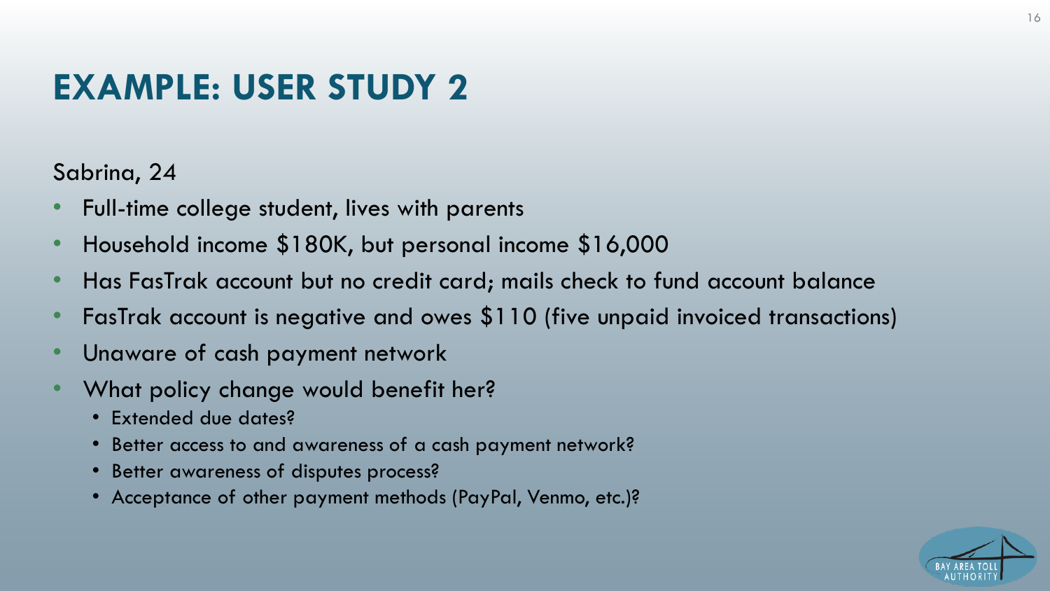# EXAMPLE: USER STUDY 2

Sabrina, 24

- Full-time college student, lives with parents
- Household income $180K, but personal income $16,000
- Has FasTrak account but no credit card; mails check to fund account balance
- FasTrak account is negative and owes $110 (five unpaid invoiced transactions)
- Unaware of cash payment network
- What policy change would benefit her?
  - Extended due dates?
  - Better access to and awareness of a cash payment network?
  - Better awareness of disputes process?
  - Acceptance of other payment methods (PayPal, Venmo, etc.)?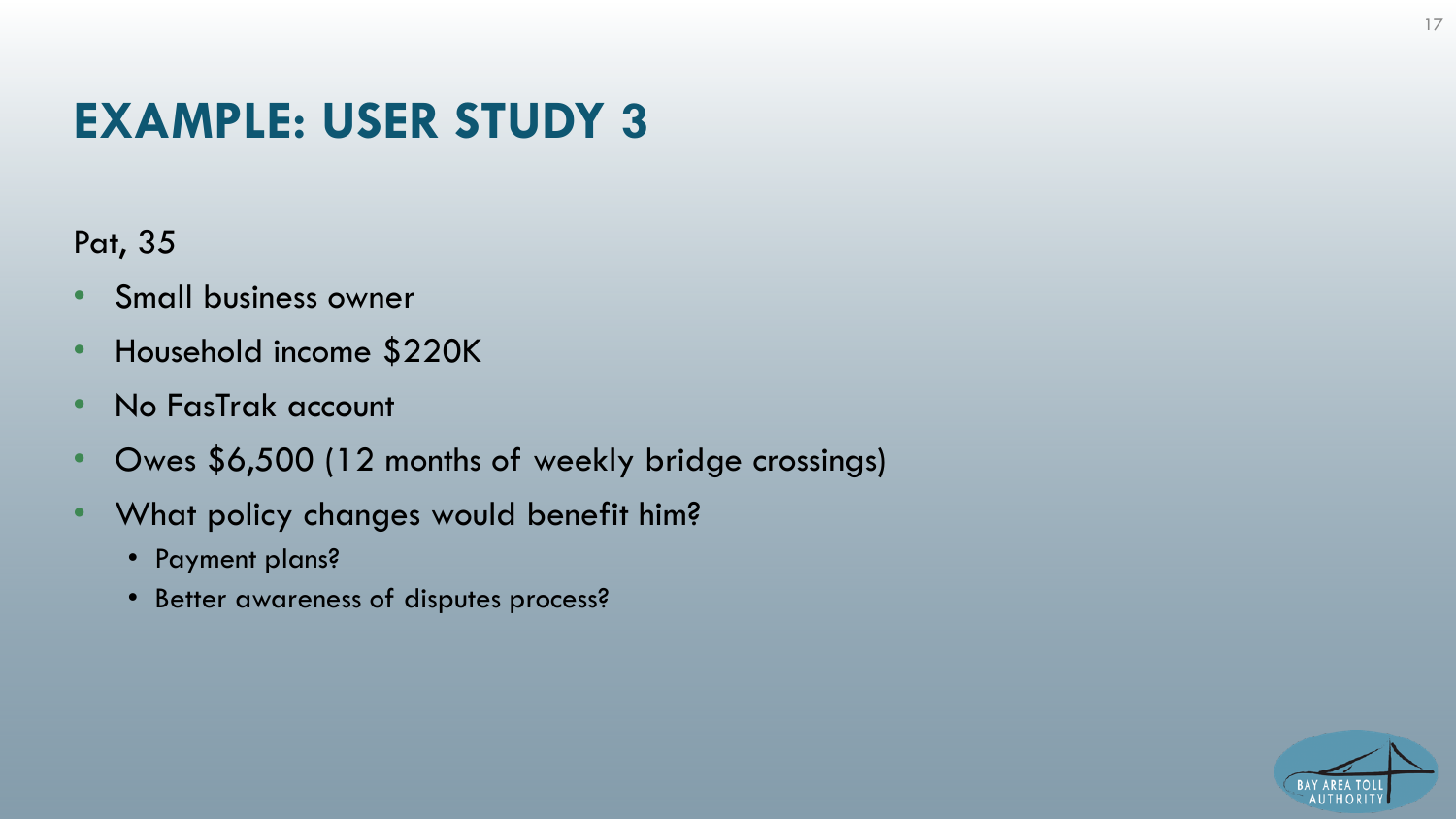# EXAMPLE: USER STUDY 3

Pat, 35

- Small business owner
- Household income $220K
- No FasTrak account
- Owes $6,500 (12 months of weekly bridge crossings)
- What policy changes would benefit him?
  - Payment plans?
  - Better awareness of disputes process?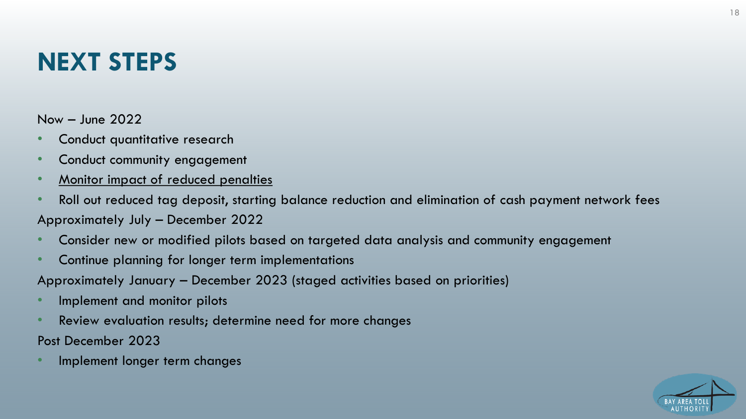# NEXT STEPS

Now – June 2022

- Conduct quantitative research
- Conduct community engagement
- Monitor impact of reduced penalties
- Roll out reduced tag deposit, starting balance reduction and elimination of cash payment network fees

Approximately July – December 2022

- Consider new or modified pilots based on targeted data analysis and community engagement
- Continue planning for longer term implementations

Approximately January – December 2023 (staged activities based on priorities)

- Implement and monitor pilots
- Review evaluation results; determine need for more changes

Post December 2023

- Implement longer term changes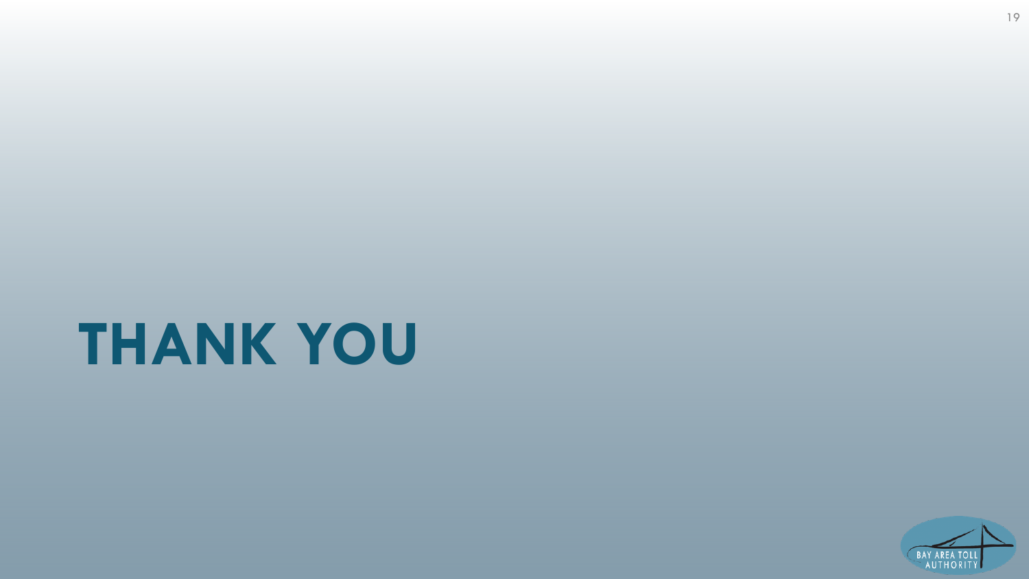# THANK YOU

BAY AREA TOLL AUTHORITY